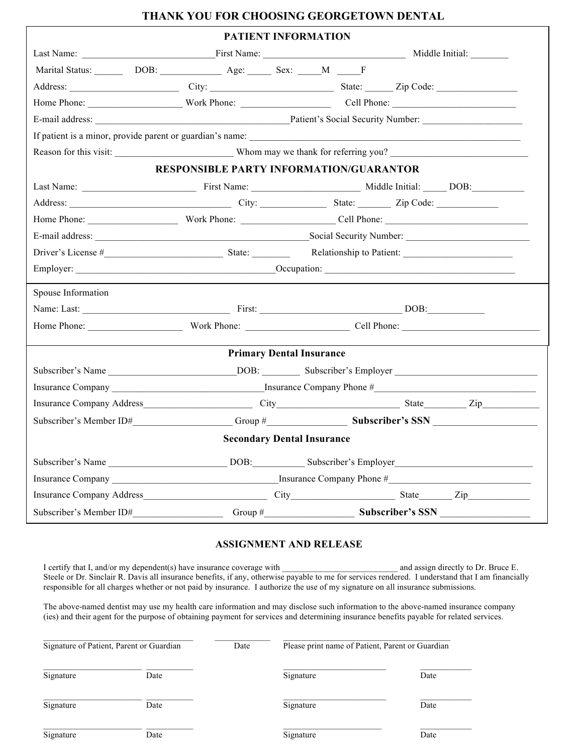# THANK YOU FOR CHOOSING GEORGETOWN DENTAL

## PATIENT INFORMATION

Last Name: ____________________________ First Name: ______________________________ Middle Initial: ________

Marital Status: ______ DOB: _____________ Age: _____ Sex: _____M _____F

Address: ______________________ City: __________________________ State: ______ Zip Code: ________________

Home Phone: ____________________ Work Phone: ___________________ Cell Phone: __________________________

E-mail address: ________________________________________Patient's Social Security Number: _____________________

If patient is a minor, provide parent or guardian's name: ________________________________________________________

Reason for this visit: _________________________ Whom may we thank for referring you? _______________________________

## RESPONSIBLE PARTY INFORMATION/GUARANTOR

Last Name: ________________________ First Name: ______________________ Middle Initial: _____ DOB:___________

Address: _________________________________ City: ______________ State: _______ Zip Code: _____________

Home Phone: ___________________ Work Phone: ___________________ Cell Phone: ______________________________

E-mail address: ____________________________________________Social Security Number: __________________________

Driver's License #_________________________ State: ________ Relationship to Patient: ______________________

Employer: ________________________________________Occupation: _______________________________________

Spouse Information

Name: Last: ______________________________ First: _____________________________ DOB:____________

Home Phone: ___________________ Work Phone: _____________________ Cell Phone: ____________________________

### Primary Dental Insurance

Subscriber's Name __________________________DOB: ________ Subscriber's Employer ______________________________

Insurance Company _______________________________Insurance Company Phone #__________________________________

Insurance Company Address_______________________ City_________________________ State_________ Zip____________

Subscriber's Member ID#____________________ Group #________________ **Subscriber's SSN** _____________________

### Secondary Dental Insurance

Subscriber's Name ________________________ DOB:__________ Subscriber's Employer_____________________________

Insurance Company __________________________________Insurance Company Phone #_____________________________

Insurance Company Address__________________________ City_____________________ State_______ Zip_____________

Subscriber's Member ID#__________________ Group #__________________ **Subscriber's SSN** __________________

## ASSIGNMENT AND RELEASE

I certify that I, and/or my dependent(s) have insurance coverage with ___________________________ and assign directly to Dr. Bruce E. Steele or Dr. Sinclair R. Davis all insurance benefits, if any, otherwise payable to me for services rendered. I understand that I am financially responsible for all charges whether or not paid by insurance. I authorize the use of my signature on all insurance submissions.

The above-named dentist may use my health care information and may disclose such information to the above-named insurance company (ies) and their agent for the purpose of obtaining payment for services and determining insurance benefits payable for related services.

________________________________ ____________ __________________________________________
Signature of Patient, Parent or Guardian Date Please print name of Patient, Parent or Guardian

______________________ ___________ ______________________ ___________
Signature Date Signature Date

______________________ ___________ ______________________ ___________
Signature Date Signature Date

______________________ ___________ ______________________ ___________
Signature Date Signature Date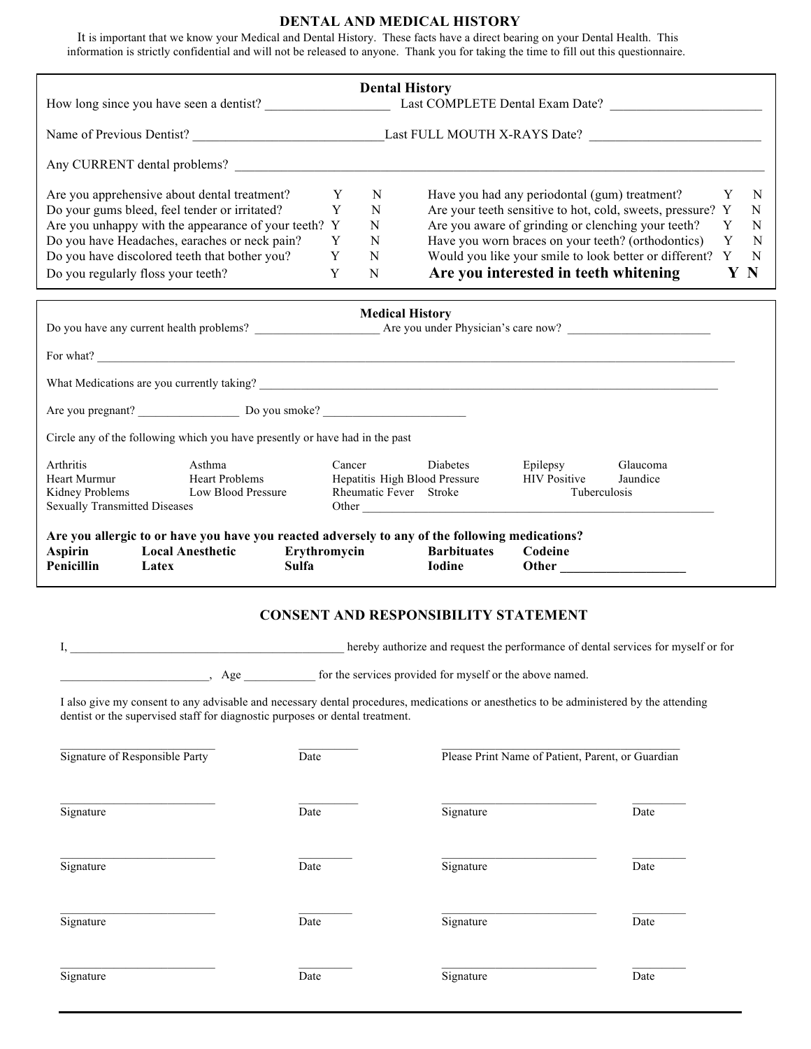# DENTAL AND MEDICAL HISTORY

It is important that we know your Medical and Dental History. These facts have a direct bearing on your Dental Health. This information is strictly confidential and will not be released to anyone. Thank you for taking the time to fill out this questionnaire.

## Dental History

How long since you have seen a dentist? ___________________ Last COMPLETE Dental Exam Date? _______________________

Name of Previous Dentist? _____________________________ Last FULL MOUTH X-RAYS Date? __________________________

Any CURRENT dental problems? ____________________________________________________________________________

| | | | | | |
|---|---|---|---|---|---|
| Are you apprehensive about dental treatment? | Y | N | Have you had any periodontal (gum) treatment? | Y | N |
| Do your gums bleed, feel tender or irritated? | Y | N | Are your teeth sensitive to hot, cold, sweets, pressure? | Y | N |
| Are you unhappy with the appearance of your teeth? | Y | N | Are you aware of grinding or clenching your teeth? | Y | N |
| Do you have Headaches, earaches or neck pain? | Y | N | Have you worn braces on your teeth? (orthodontics) | Y | N |
| Do you have discolored teeth that bother you? | Y | N | Would you like your smile to look better or different? | Y | N |
| Do you regularly floss your teeth? | Y | N | **Are you interested in teeth whitening** | **Y** | **N** |

## Medical History

Do you have any current health problems? _____________________ Are you under Physician's care now? ________________________

For what? ____________________________________________________________________________________________

What Medications are you currently taking? ______________________________________________________________________

Are you pregnant? _________________ Do you smoke? ________________________

Circle any of the following which you have presently or have had in the past

| | | | | | |
|---|---|---|---|---|---|
| Arthritis | Asthma | Cancer | Diabetes | Epilepsy | Glaucoma |
| Heart Murmur | Heart Problems | Hepatitis | High Blood Pressure | HIV Positive | Jaundice |
| Kidney Problems | Low Blood Pressure | Rheumatic Fever | Stroke | | Tuberculosis |
| Sexually Transmitted Diseases | | Other ______________________________________________________ | | | |

**Are you allergic to or have you have you reacted adversely to any of the following medications?**

| | | | | |
|---|---|---|---|---|
| **Aspirin** | **Local Anesthetic** | **Erythromycin** | **Barbituates** | **Codeine** |
| **Penicillin** | **Latex** | **Sulfa** | **Iodine** | **Other ___________________** |

## CONSENT AND RESPONSIBILITY STATEMENT

I, _____________________________________________ hereby authorize and request the performance of dental services for myself or for

________________________, Age ____________ for the services provided for myself or the above named.

I also give my consent to any advisable and necessary dental procedures, medications or anesthetics to be administered by the attending dentist or the supervised staff for diagnostic purposes or dental treatment.

___________________________ Signature of Responsible Party &nbsp;&nbsp; __________ Date &nbsp;&nbsp; ___________________________ Please Print Name of Patient, Parent, or Guardian

| | | | |
|---|---|---|---|
| Signature | Date | Signature | Date |
| Signature | Date | Signature | Date |
| Signature | Date | Signature | Date |
| Signature | Date | Signature | Date |